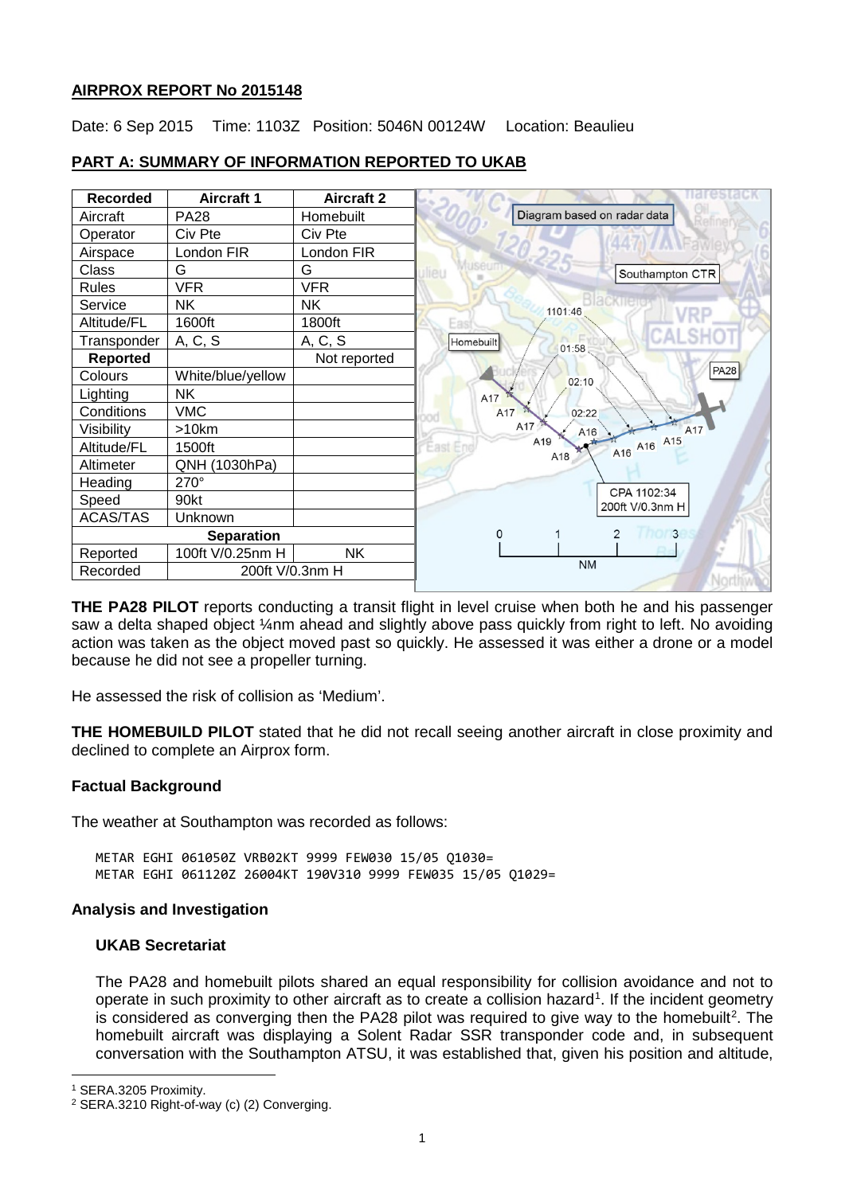**AIRPROX REPORT No 2015148**

Date: 6 Sep 2015 Time: 1103Z Position: 5046N 00124W Location: Beaulieu

## PART A: SUMMARY OF INFORMATION REPORTED TO UKAB

| Recorded | Aircraft 1 | Aircraft 2 |
|---|---|---|
| Aircraft | PA28 | Homebuilt |
| Operator | Civ Pte | Civ Pte |
| Airspace | London FIR | London FIR |
| Class | G | G |
| Rules | VFR | VFR |
| Service | NK | NK |
| Altitude/FL | 1600ft | 1800ft |
| Transponder | A, C, S | A, C, S |
| **Reported** | | Not reported |
| Colours | White/blue/yellow | |
| Lighting | NK | |
| Conditions | VMC | |
| Visibility | >10km | |
| Altitude/FL | 1500ft | |
| Altimeter | QNH (1030hPa) | |
| Heading | 270° | |
| Speed | 90kt | |
| ACAS/TAS | Unknown | |
| **Separation** | | |
| Reported | 100ft V/0.25nm H | NK |
| Recorded | 200ft V/0.3nm H | |

**THE PA28 PILOT** reports conducting a transit flight in level cruise when both he and his passenger saw a delta shaped object ¼nm ahead and slightly above pass quickly from right to left. No avoiding action was taken as the object moved past so quickly. He assessed it was either a drone or a model because he did not see a propeller turning.

He assessed the risk of collision as 'Medium'.

**THE HOMEBUILD PILOT** stated that he did not recall seeing another aircraft in close proximity and declined to complete an Airprox form.

### Factual Background

The weather at Southampton was recorded as follows:

```
METAR EGHI 061050Z VRB02KT 9999 FEW030 15/05 Q1030=
METAR EGHI 061120Z 26004KT 190V310 9999 FEW035 15/05 Q1029=
```

### Analysis and Investigation

#### UKAB Secretariat

The PA28 and homebuilt pilots shared an equal responsibility for collision avoidance and not to operate in such proximity to other aircraft as to create a collision hazard[1]. If the incident geometry is considered as converging then the PA28 pilot was required to give way to the homebuilt[2]. The homebuilt aircraft was displaying a Solent Radar SSR transponder code and, in subsequent conversation with the Southampton ATSU, it was established that, given his position and altitude,

[1] SERA.3205 Proximity.

[2] SERA.3210 Right-of-way (c) (2) Converging.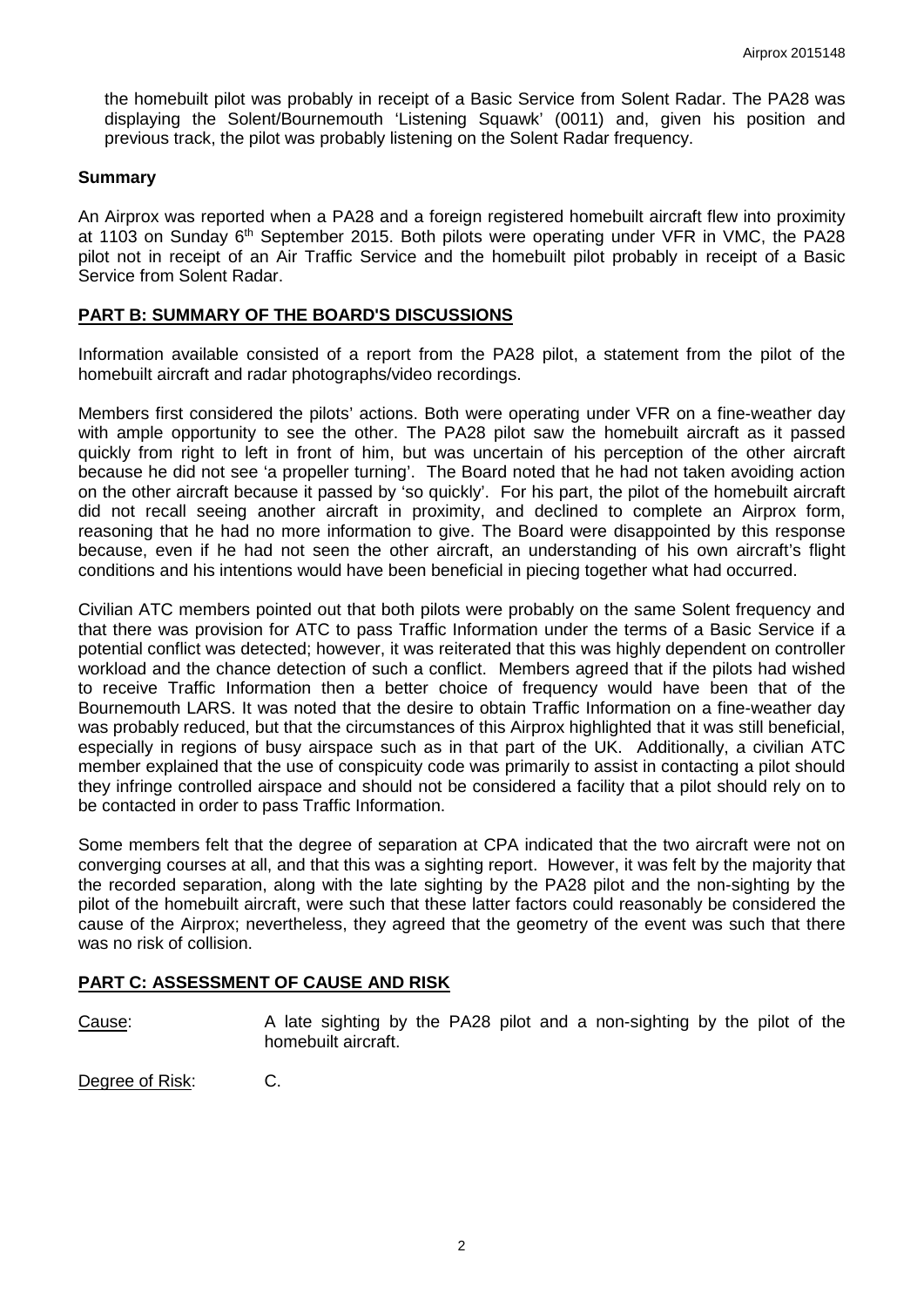the homebuilt pilot was probably in receipt of a Basic Service from Solent Radar. The PA28 was displaying the Solent/Bournemouth 'Listening Squawk' (0011) and, given his position and previous track, the pilot was probably listening on the Solent Radar frequency.

### Summary

An Airprox was reported when a PA28 and a foreign registered homebuilt aircraft flew into proximity at 1103 on Sunday 6th September 2015. Both pilots were operating under VFR in VMC, the PA28 pilot not in receipt of an Air Traffic Service and the homebuilt pilot probably in receipt of a Basic Service from Solent Radar.

## PART B: SUMMARY OF THE BOARD'S DISCUSSIONS

Information available consisted of a report from the PA28 pilot, a statement from the pilot of the homebuilt aircraft and radar photographs/video recordings.

Members first considered the pilots' actions. Both were operating under VFR on a fine-weather day with ample opportunity to see the other. The PA28 pilot saw the homebuilt aircraft as it passed quickly from right to left in front of him, but was uncertain of his perception of the other aircraft because he did not see 'a propeller turning'. The Board noted that he had not taken avoiding action on the other aircraft because it passed by 'so quickly'. For his part, the pilot of the homebuilt aircraft did not recall seeing another aircraft in proximity, and declined to complete an Airprox form, reasoning that he had no more information to give. The Board were disappointed by this response because, even if he had not seen the other aircraft, an understanding of his own aircraft's flight conditions and his intentions would have been beneficial in piecing together what had occurred.

Civilian ATC members pointed out that both pilots were probably on the same Solent frequency and that there was provision for ATC to pass Traffic Information under the terms of a Basic Service if a potential conflict was detected; however, it was reiterated that this was highly dependent on controller workload and the chance detection of such a conflict. Members agreed that if the pilots had wished to receive Traffic Information then a better choice of frequency would have been that of the Bournemouth LARS. It was noted that the desire to obtain Traffic Information on a fine-weather day was probably reduced, but that the circumstances of this Airprox highlighted that it was still beneficial, especially in regions of busy airspace such as in that part of the UK. Additionally, a civilian ATC member explained that the use of conspicuity code was primarily to assist in contacting a pilot should they infringe controlled airspace and should not be considered a facility that a pilot should rely on to be contacted in order to pass Traffic Information.

Some members felt that the degree of separation at CPA indicated that the two aircraft were not on converging courses at all, and that this was a sighting report. However, it was felt by the majority that the recorded separation, along with the late sighting by the PA28 pilot and the non-sighting by the pilot of the homebuilt aircraft, were such that these latter factors could reasonably be considered the cause of the Airprox; nevertheless, they agreed that the geometry of the event was such that there was no risk of collision.

## PART C: ASSESSMENT OF CAUSE AND RISK

Cause: A late sighting by the PA28 pilot and a non-sighting by the pilot of the homebuilt aircraft.

Degree of Risk: C.